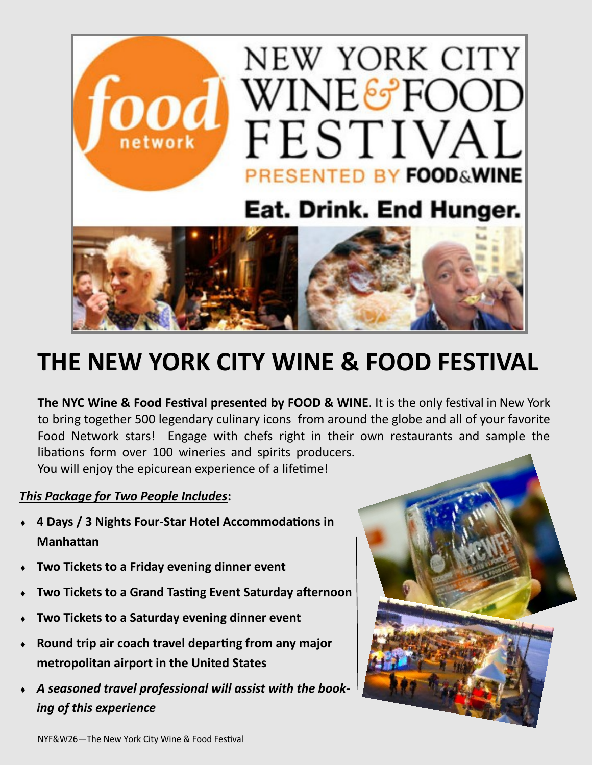# THE NEW YORK CITY WINE & FOOD FESTIVAL

**The NYC Wine & Food Festival presented by FOOD & WINE**. It is the only festival in New York to bring together 500 legendary culinary icons from around the globe and all of your favorite Food Network stars! Engage with chefs right in their own restaurants and sample the libations form over 100 wineries and spirits producers.
You will enjoy the epicurean experience of a lifetime!

***This Package for Two People Includes*:**

- **4 Days / 3 Nights Four-Star Hotel Accommodations in Manhattan**
- **Two Tickets to a Friday evening dinner event**
- **Two Tickets to a Grand Tasting Event Saturday afternoon**
- **Two Tickets to a Saturday evening dinner event**
- **Round trip air coach travel departing from any major metropolitan airport in the United States**
- ***A seasoned travel professional will assist with the booking of this experience***

NYF&W26—The New York City Wine & Food Festival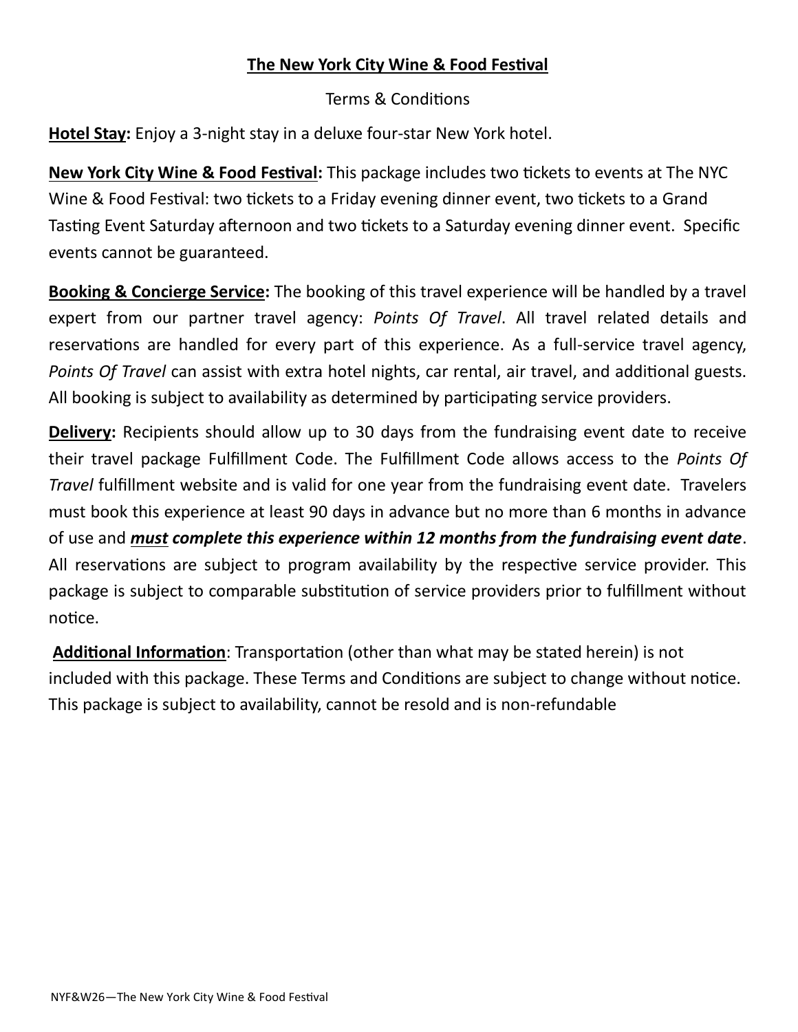# The New York City Wine & Food Festival

Terms & Conditions

**Hotel Stay:** Enjoy a 3-night stay in a deluxe four-star New York hotel.

**New York City Wine & Food Festival:** This package includes two tickets to events at The NYC Wine & Food Festival: two tickets to a Friday evening dinner event, two tickets to a Grand Tasting Event Saturday afternoon and two tickets to a Saturday evening dinner event. Specific events cannot be guaranteed.

**Booking & Concierge Service:** The booking of this travel experience will be handled by a travel expert from our partner travel agency: *Points Of Travel*. All travel related details and reservations are handled for every part of this experience. As a full-service travel agency, *Points Of Travel* can assist with extra hotel nights, car rental, air travel, and additional guests. All booking is subject to availability as determined by participating service providers.

**Delivery:** Recipients should allow up to 30 days from the fundraising event date to receive their travel package Fulfillment Code. The Fulfillment Code allows access to the *Points Of Travel* fulfillment website and is valid for one year from the fundraising event date. Travelers must book this experience at least 90 days in advance but no more than 6 months in advance of use and ***must* complete this experience within 12 months from the fundraising event date**. All reservations are subject to program availability by the respective service provider. This package is subject to comparable substitution of service providers prior to fulfillment without notice.

**Additional Information**: Transportation (other than what may be stated herein) is not included with this package. These Terms and Conditions are subject to change without notice. This package is subject to availability, cannot be resold and is non-refundable